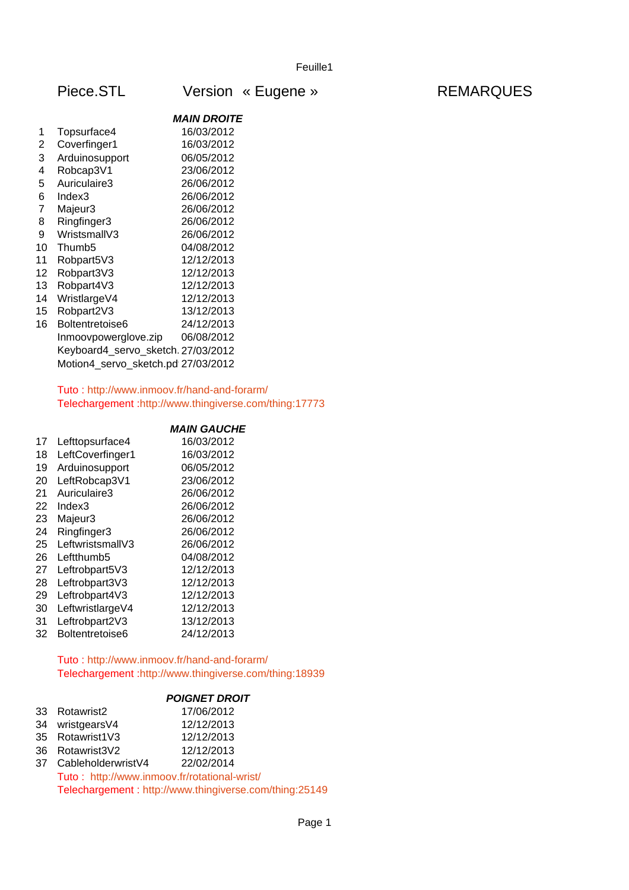| | Piece.STL | Version « Eugene » | REMARQUES |
|---|---|---|---|
| | | ***MAIN DROITE*** | |
| 1 | Topsurface4 | 16/03/2012 | |
| 2 | Coverfinger1 | 16/03/2012 | |
| 3 | Arduinosupport | 06/05/2012 | |
| 4 | Robcap3V1 | 23/06/2012 | |
| 5 | Auriculaire3 | 26/06/2012 | |
| 6 | Index3 | 26/06/2012 | |
| 7 | Majeur3 | 26/06/2012 | |
| 8 | Ringfinger3 | 26/06/2012 | |
| 9 | WristsmallV3 | 26/06/2012 | |
| 10 | Thumb5 | 04/08/2012 | |
| 11 | Robpart5V3 | 12/12/2013 | |
| 12 | Robpart3V3 | 12/12/2013 | |
| 13 | Robpart4V3 | 12/12/2013 | |
| 14 | WristlargeV4 | 12/12/2013 | |
| 15 | Robpart2V3 | 13/12/2013 | |
| 16 | Boltentretoise6 | 24/12/2013 | |
| | Inmoovpowerglove.zip | 06/08/2012 | |
| | Keyboard4_servo_sketch. | 27/03/2012 | |
| | Motion4_servo_sketch.pd | 27/03/2012 | |

Tuto : http://www.inmoov.fr/hand-and-forarm/
Telechargement :http://www.thingiverse.com/thing:17773

| | | ***MAIN GAUCHE*** | |
|---|---|---|---|
| 17 | Lefttopsurface4 | 16/03/2012 | |
| 18 | LeftCoverfinger1 | 16/03/2012 | |
| 19 | Arduinosupport | 06/05/2012 | |
| 20 | LeftRobcap3V1 | 23/06/2012 | |
| 21 | Auriculaire3 | 26/06/2012 | |
| 22 | Index3 | 26/06/2012 | |
| 23 | Majeur3 | 26/06/2012 | |
| 24 | Ringfinger3 | 26/06/2012 | |
| 25 | LeftwristsmallV3 | 26/06/2012 | |
| 26 | Leftthumb5 | 04/08/2012 | |
| 27 | Leftrobpart5V3 | 12/12/2013 | |
| 28 | Leftrobpart3V3 | 12/12/2013 | |
| 29 | Leftrobpart4V3 | 12/12/2013 | |
| 30 | LeftwristlargeV4 | 12/12/2013 | |
| 31 | Leftrobpart2V3 | 13/12/2013 | |
| 32 | Boltentretoise6 | 24/12/2013 | |

Tuto : http://www.inmoov.fr/hand-and-forarm/
Telechargement :http://www.thingiverse.com/thing:18939

| | | ***POIGNET DROIT*** | |
|---|---|---|---|
| 33 | Rotawrist2 | 17/06/2012 | |
| 34 | wristgearsV4 | 12/12/2013 | |
| 35 | Rotawrist1V3 | 12/12/2013 | |
| 36 | Rotawrist3V2 | 12/12/2013 | |
| 37 | CableholderwristV4 | 22/02/2014 | |

Tuto : http://www.inmoov.fr/rotational-wrist/
Telechargement : http://www.thingiverse.com/thing:25149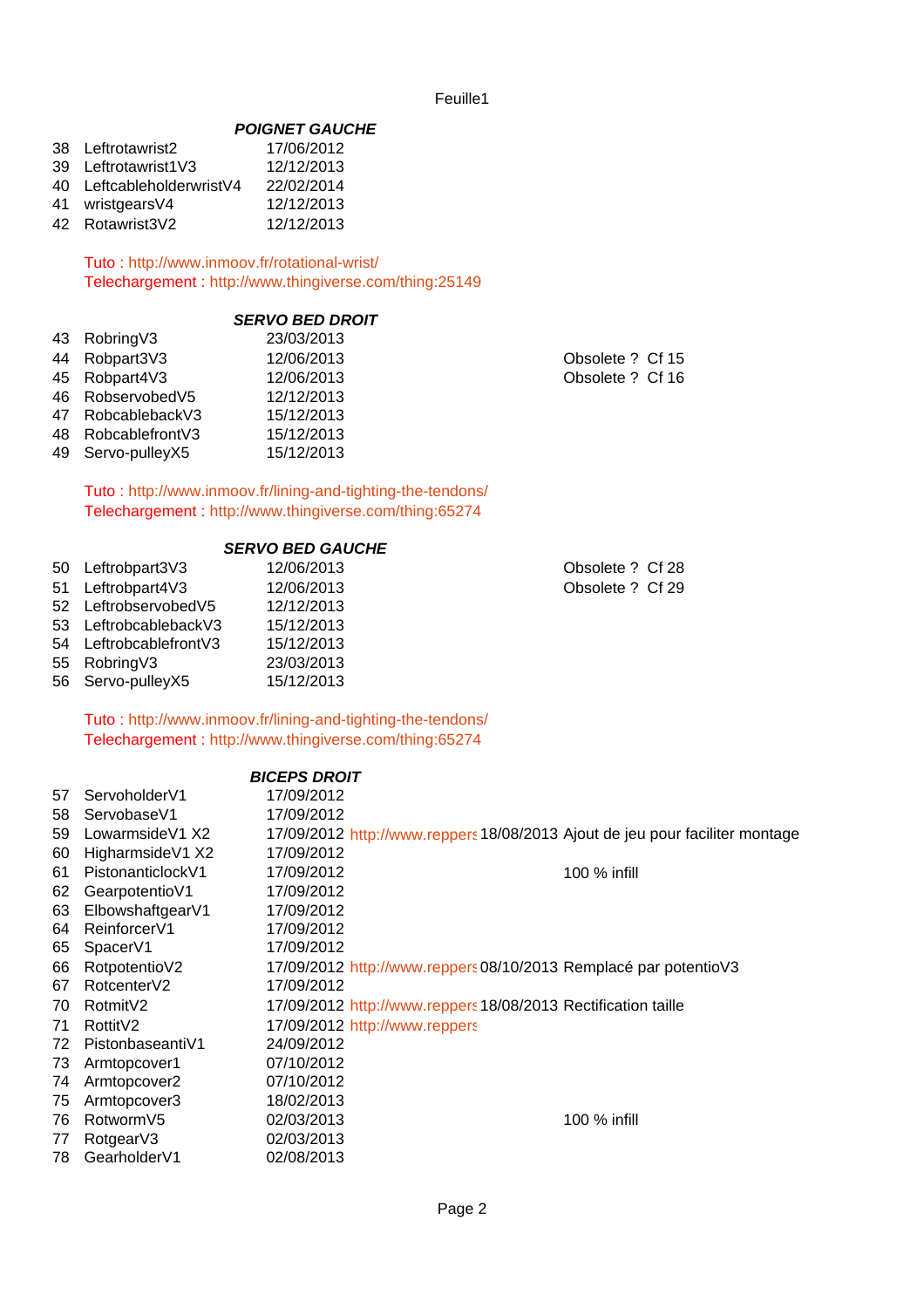### POIGNET GAUCHE

| | | |
|---|---|---|
| 38 | Leftrotawrist2 | 17/06/2012 |
| 39 | Leftrotawrist1V3 | 12/12/2013 |
| 40 | LeftcableholderwristV4 | 22/02/2014 |
| 41 | wristgearsV4 | 12/12/2013 |
| 42 | Rotawrist3V2 | 12/12/2013 |

Tuto : http://www.inmoov.fr/rotational-wrist/
Telechargement : http://www.thingiverse.com/thing:25149

### SERVO BED DROIT

| | | | |
|---|---|---|---|
| 43 | RobringV3 | 23/03/2013 | |
| 44 | Robpart3V3 | 12/06/2013 | Obsolete ? Cf 15 |
| 45 | Robpart4V3 | 12/06/2013 | Obsolete ? Cf 16 |
| 46 | RobservobedV5 | 12/12/2013 | |
| 47 | RobcablebackV3 | 15/12/2013 | |
| 48 | RobcablefrontV3 | 15/12/2013 | |
| 49 | Servo-pulleyX5 | 15/12/2013 | |

Tuto : http://www.inmoov.fr/lining-and-tighting-the-tendons/
Telechargement : http://www.thingiverse.com/thing:65274

### SERVO BED GAUCHE

| | | | |
|---|---|---|---|
| 50 | Leftrobpart3V3 | 12/06/2013 | Obsolete ? Cf 28 |
| 51 | Leftrobpart4V3 | 12/06/2013 | Obsolete ? Cf 29 |
| 52 | LeftrobservobedV5 | 12/12/2013 | |
| 53 | LeftrobcablebackV3 | 15/12/2013 | |
| 54 | LeftrobcablefrontV3 | 15/12/2013 | |
| 55 | RobringV3 | 23/03/2013 | |
| 56 | Servo-pulleyX5 | 15/12/2013 | |

Tuto : http://www.inmoov.fr/lining-and-tighting-the-tendons/
Telechargement : http://www.thingiverse.com/thing:65274

### BICEPS DROIT

| | | | | | |
|---|---|---|---|---|---|
| 57 | ServoholderV1 | 17/09/2012 | | | |
| 58 | ServobaseV1 | 17/09/2012 | | | |
| 59 | LowarmsideV1 X2 | 17/09/2012 | http://www.reppers | 18/08/2013 | Ajout de jeu pour faciliter montage |
| 60 | HigharmsideV1 X2 | 17/09/2012 | | | |
| 61 | PistonanticlockV1 | 17/09/2012 | | | 100 % infill |
| 62 | GearpotentioV1 | 17/09/2012 | | | |
| 63 | ElbowshaftgearV1 | 17/09/2012 | | | |
| 64 | ReinforcerV1 | 17/09/2012 | | | |
| 65 | SpacerV1 | 17/09/2012 | | | |
| 66 | RotpotentioV2 | 17/09/2012 | http://www.reppers | 08/10/2013 | Remplacé par potentioV3 |
| 67 | RotcenterV2 | 17/09/2012 | | | |
| 70 | RotmitV2 | 17/09/2012 | http://www.reppers | 18/08/2013 | Rectification taille |
| 71 | RottitV2 | 17/09/2012 | http://www.reppers | | |
| 72 | PistonbaseantiV1 | 24/09/2012 | | | |
| 73 | Armtopcover1 | 07/10/2012 | | | |
| 74 | Armtopcover2 | 07/10/2012 | | | |
| 75 | Armtopcover3 | 18/02/2013 | | | |
| 76 | RotwormV5 | 02/03/2013 | | | 100 % infill |
| 77 | RotgearV3 | 02/03/2013 | | | |
| 78 | GearholderV1 | 02/08/2013 | | | |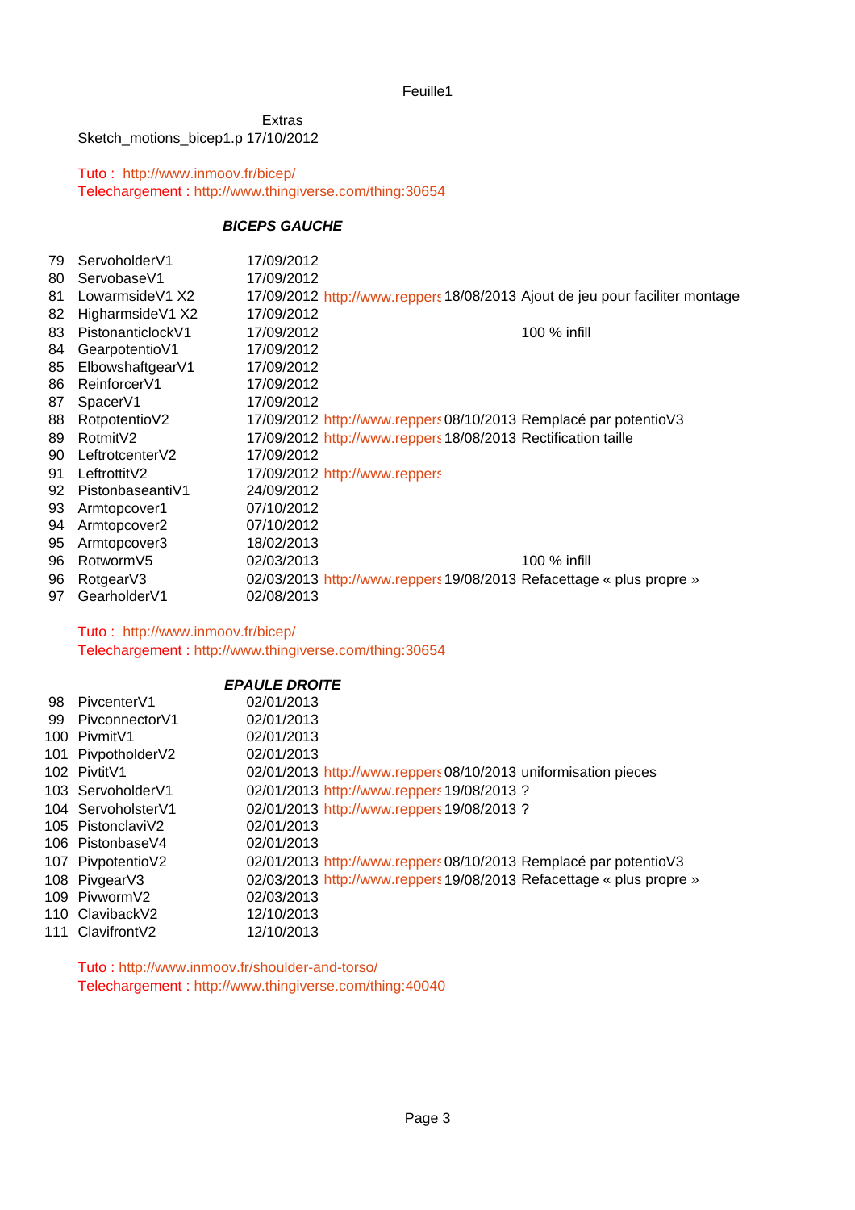Feuille1

Extras

Sketch_motions_bicep1.p 17/10/2012

Tuto : http://www.inmoov.fr/bicep/
Telechargement : http://www.thingiverse.com/thing:30654

***BICEPS GAUCHE***

| | | | | | |
|---|---|---|---|---|---|
| 79 | ServoholderV1 | 17/09/2012 | | | |
| 80 | ServobaseV1 | 17/09/2012 | | | |
| 81 | LowarmsideV1 X2 | 17/09/2012 | http://www.reppers | 18/08/2013 | Ajout de jeu pour faciliter montage |
| 82 | HigharmsideV1 X2 | 17/09/2012 | | | |
| 83 | PistonanticlockV1 | 17/09/2012 | | | 100 % infill |
| 84 | GearpotentioV1 | 17/09/2012 | | | |
| 85 | ElbowshaftgearV1 | 17/09/2012 | | | |
| 86 | ReinforcerV1 | 17/09/2012 | | | |
| 87 | SpacerV1 | 17/09/2012 | | | |
| 88 | RotpotentioV2 | 17/09/2012 | http://www.reppers | 08/10/2013 | Remplacé par potentioV3 |
| 89 | RotmitV2 | 17/09/2012 | http://www.reppers | 18/08/2013 | Rectification taille |
| 90 | LeftrotcenterV2 | 17/09/2012 | | | |
| 91 | LeftrottitV2 | 17/09/2012 | http://www.reppers | | |
| 92 | PistonbaseantiV1 | 24/09/2012 | | | |
| 93 | Armtopcover1 | 07/10/2012 | | | |
| 94 | Armtopcover2 | 07/10/2012 | | | |
| 95 | Armtopcover3 | 18/02/2013 | | | |
| 96 | RotwormV5 | 02/03/2013 | | | 100 % infill |
| 96 | RotgearV3 | 02/03/2013 | http://www.reppers | 19/08/2013 | Refacettage « plus propre » |
| 97 | GearholderV1 | 02/08/2013 | | | |

Tuto : http://www.inmoov.fr/bicep/
Telechargement : http://www.thingiverse.com/thing:30654

***EPAULE DROITE***

| | | | | | |
|---|---|---|---|---|---|
| 98 | PivcenterV1 | 02/01/2013 | | | |
| 99 | PivconnectorV1 | 02/01/2013 | | | |
| 100 | PivmitV1 | 02/01/2013 | | | |
| 101 | PivpotholderV2 | 02/01/2013 | | | |
| 102 | PivtitV1 | 02/01/2013 | http://www.reppers | 08/10/2013 | uniformisation pieces |
| 103 | ServoholderV1 | 02/01/2013 | http://www.reppers | 19/08/2013 | ? |
| 104 | ServoholsterV1 | 02/01/2013 | http://www.reppers | 19/08/2013 | ? |
| 105 | PistonclaviV2 | 02/01/2013 | | | |
| 106 | PistonbaseV4 | 02/01/2013 | | | |
| 107 | PivpotentioV2 | 02/01/2013 | http://www.reppers | 08/10/2013 | Remplacé par potentioV3 |
| 108 | PivgearV3 | 02/03/2013 | http://www.reppers | 19/08/2013 | Refacettage « plus propre » |
| 109 | PivwormV2 | 02/03/2013 | | | |
| 110 | ClavibackV2 | 12/10/2013 | | | |
| 111 | ClavifrontV2 | 12/10/2013 | | | |

Tuto : http://www.inmoov.fr/shoulder-and-torso/
Telechargement : http://www.thingiverse.com/thing:40040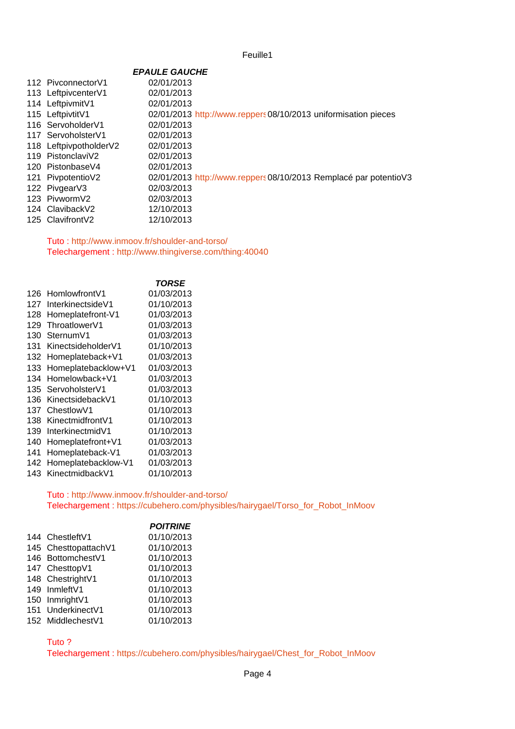### *EPAULE GAUCHE*

| | | | | |
|---|---|---|---|---|
| 112 | PivconnectorV1 | 02/01/2013 | | |
| 113 | LeftpivcenterV1 | 02/01/2013 | | |
| 114 | LeftpivmitV1 | 02/01/2013 | | |
| 115 | LeftpivtitV1 | 02/01/2013 | http://www.reppers | 08/10/2013 uniformisation pieces |
| 116 | ServoholderV1 | 02/01/2013 | | |
| 117 | ServoholsterV1 | 02/01/2013 | | |
| 118 | LeftpivpotholderV2 | 02/01/2013 | | |
| 119 | PistonclaviV2 | 02/01/2013 | | |
| 120 | PistonbaseV4 | 02/01/2013 | | |
| 121 | PivpotentioV2 | 02/01/2013 | http://www.reppers | 08/10/2013 Remplacé par potentioV3 |
| 122 | PivgearV3 | 02/03/2013 | | |
| 123 | PivwormV2 | 02/03/2013 | | |
| 124 | ClavibackV2 | 12/10/2013 | | |
| 125 | ClavifrontV2 | 12/10/2013 | | |

Tuto : http://www.inmoov.fr/shoulder-and-torso/
Telechargement : http://www.thingiverse.com/thing:40040

### *TORSE*

| | | |
|---|---|---|
| 126 | HomlowfrontV1 | 01/03/2013 |
| 127 | InterkinectsideV1 | 01/10/2013 |
| 128 | Homeplatefront-V1 | 01/03/2013 |
| 129 | ThroatlowerV1 | 01/03/2013 |
| 130 | SternumV1 | 01/03/2013 |
| 131 | KinectsideholderV1 | 01/10/2013 |
| 132 | Homeplateback+V1 | 01/03/2013 |
| 133 | Homeplatebacklow+V1 | 01/03/2013 |
| 134 | Homelowback+V1 | 01/03/2013 |
| 135 | ServoholsterV1 | 01/03/2013 |
| 136 | KinectsidebackV1 | 01/10/2013 |
| 137 | ChestlowV1 | 01/10/2013 |
| 138 | KinectmidfrontV1 | 01/10/2013 |
| 139 | InterkinectmidV1 | 01/10/2013 |
| 140 | Homeplatefront+V1 | 01/03/2013 |
| 141 | Homeplateback-V1 | 01/03/2013 |
| 142 | Homeplatebacklow-V1 | 01/03/2013 |
| 143 | KinectmidbackV1 | 01/10/2013 |

Tuto : http://www.inmoov.fr/shoulder-and-torso/
Telechargement : https://cubehero.com/physibles/hairygael/Torso_for_Robot_InMoov

### *POITRINE*

| | | |
|---|---|---|
| 144 | ChestleftV1 | 01/10/2013 |
| 145 | ChesttopattachV1 | 01/10/2013 |
| 146 | BottomchestV1 | 01/10/2013 |
| 147 | ChesttopV1 | 01/10/2013 |
| 148 | ChestrightV1 | 01/10/2013 |
| 149 | InmleftV1 | 01/10/2013 |
| 150 | InmrightV1 | 01/10/2013 |
| 151 | UnderkinectV1 | 01/10/2013 |
| 152 | MiddlechestV1 | 01/10/2013 |

Tuto ?
Telechargement : https://cubehero.com/physibles/hairygael/Chest_for_Robot_InMoov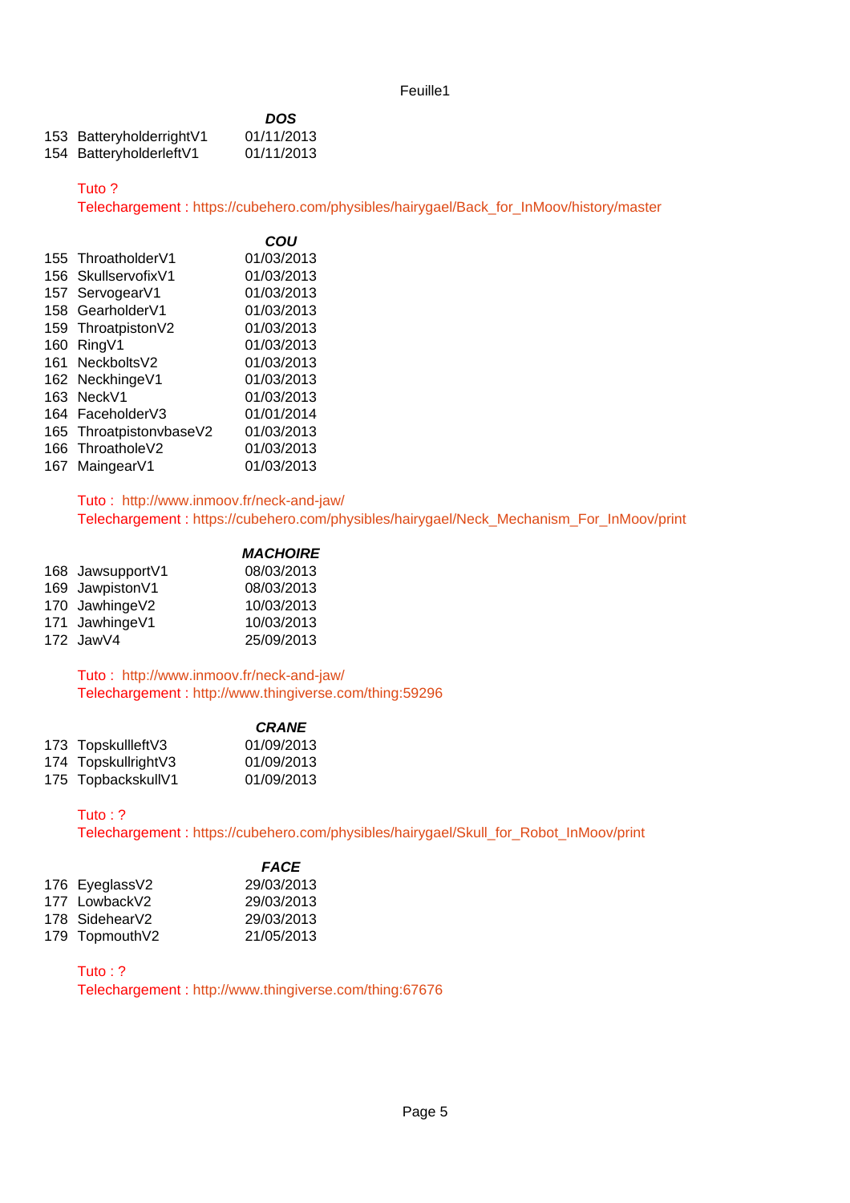| | | DOS |
|---|---|---|
| 153 | BatteryholderrightV1 | 01/11/2013 |
| 154 | BatteryholderleftV1 | 01/11/2013 |

Tuto ?
Telechargement : https://cubehero.com/physibles/hairygael/Back_for_InMoov/history/master

| | | COU |
|---|---|---|
| 155 | ThroatholderV1 | 01/03/2013 |
| 156 | SkullservofixV1 | 01/03/2013 |
| 157 | ServogearV1 | 01/03/2013 |
| 158 | GearholderV1 | 01/03/2013 |
| 159 | ThroatpistonV2 | 01/03/2013 |
| 160 | RingV1 | 01/03/2013 |
| 161 | NeckboltsV2 | 01/03/2013 |
| 162 | NeckhingeV1 | 01/03/2013 |
| 163 | NeckV1 | 01/03/2013 |
| 164 | FaceholderV3 | 01/01/2014 |
| 165 | ThroatpistonvbaseV2 | 01/03/2013 |
| 166 | ThroatholeV2 | 01/03/2013 |
| 167 | MaingearV1 | 01/03/2013 |

Tuto : http://www.inmoov.fr/neck-and-jaw/
Telechargement : https://cubehero.com/physibles/hairygael/Neck_Mechanism_For_InMoov/print

| | | MACHOIRE |
|---|---|---|
| 168 | JawsupportV1 | 08/03/2013 |
| 169 | JawpistonV1 | 08/03/2013 |
| 170 | JawhingeV2 | 10/03/2013 |
| 171 | JawhingeV1 | 10/03/2013 |
| 172 | JawV4 | 25/09/2013 |

Tuto : http://www.inmoov.fr/neck-and-jaw/
Telechargement : http://www.thingiverse.com/thing:59296

| | | CRANE |
|---|---|---|
| 173 | TopskullleftV3 | 01/09/2013 |
| 174 | TopskullrightV3 | 01/09/2013 |
| 175 | TopbackskullV1 | 01/09/2013 |

Tuto : ?
Telechargement : https://cubehero.com/physibles/hairygael/Skull_for_Robot_InMoov/print

| | | FACE |
|---|---|---|
| 176 | EyeglassV2 | 29/03/2013 |
| 177 | LowbackV2 | 29/03/2013 |
| 178 | SidehearV2 | 29/03/2013 |
| 179 | TopmouthV2 | 21/05/2013 |

Tuto : ?
Telechargement : http://www.thingiverse.com/thing:67676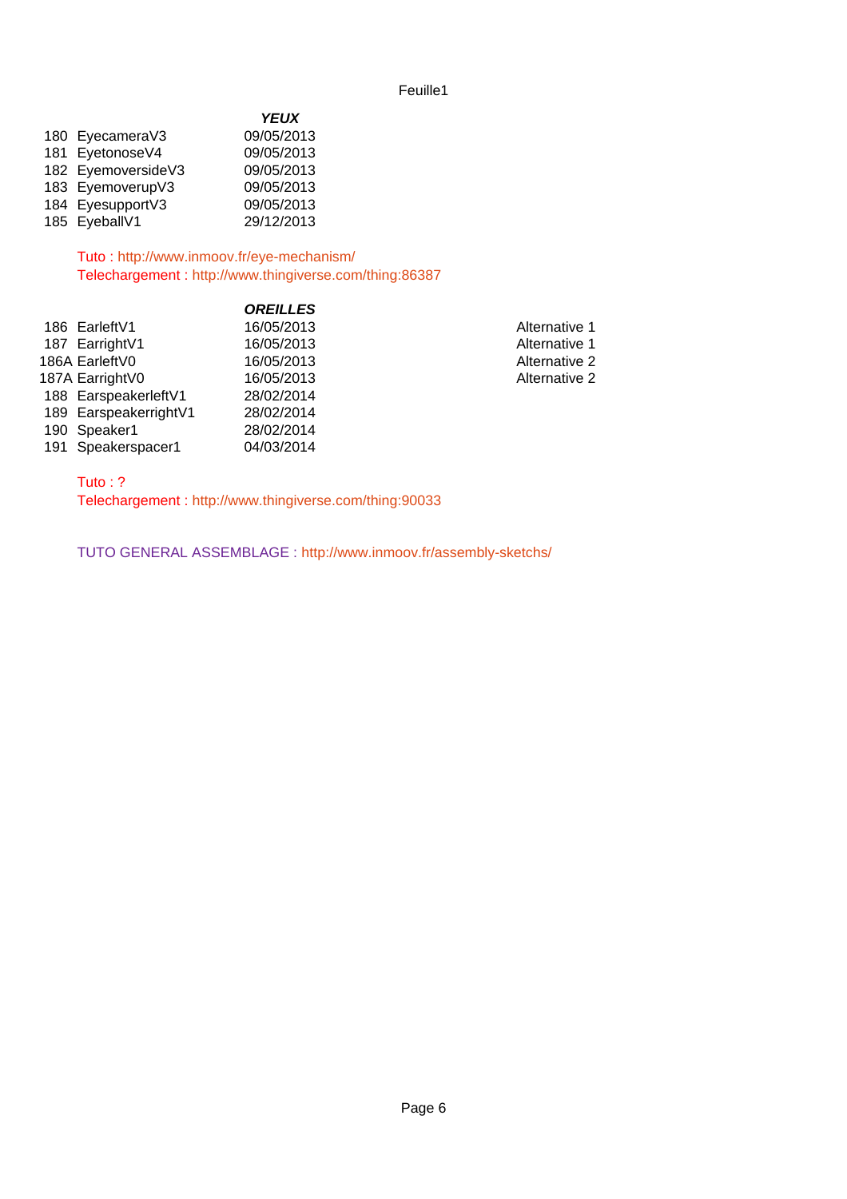| | | | |
|---|---|---|---|
| | | ***YEUX*** | |
| 180 | EyecameraV3 | 09/05/2013 | |
| 181 | EyetonoseV4 | 09/05/2013 | |
| 182 | EyemoversideV3 | 09/05/2013 | |
| 183 | EyemoverupV3 | 09/05/2013 | |
| 184 | EyesupportV3 | 09/05/2013 | |
| 185 | EyeballV1 | 29/12/2013 | |

Tuto : http://www.inmoov.fr/eye-mechanism/
Telechargement : http://www.thingiverse.com/thing:86387

| | | | |
|---|---|---|---|
| | | ***OREILLES*** | |
| 186 | EarleftV1 | 16/05/2013 | Alternative 1 |
| 187 | EarrightV1 | 16/05/2013 | Alternative 1 |
| 186A | EarleftV0 | 16/05/2013 | Alternative 2 |
| 187A | EarrightV0 | 16/05/2013 | Alternative 2 |
| 188 | EarspeakerleftV1 | 28/02/2014 | |
| 189 | EarspeakerrightV1 | 28/02/2014 | |
| 190 | Speaker1 | 28/02/2014 | |
| 191 | Speakerspacer1 | 04/03/2014 | |

Tuto : ?
Telechargement : http://www.thingiverse.com/thing:90033

TUTO GENERAL ASSEMBLAGE : http://www.inmoov.fr/assembly-sketchs/